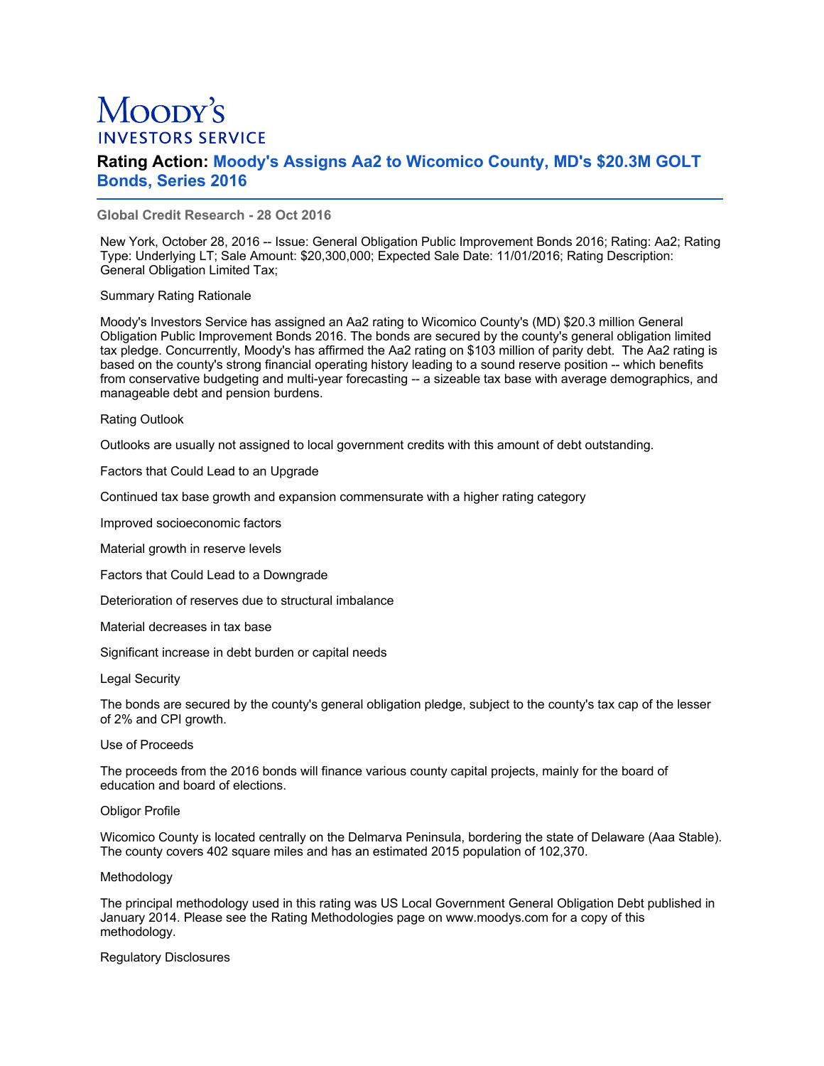# Moody's
## INVESTORS SERVICE

## Rating Action: Moody's Assigns Aa2 to Wicomico County, MD's $20.3M GOLT Bonds, Series 2016

**Global Credit Research - 28 Oct 2016**

New York, October 28, 2016 -- Issue: General Obligation Public Improvement Bonds 2016; Rating: Aa2; Rating Type: Underlying LT; Sale Amount: $20,300,000; Expected Sale Date: 11/01/2016; Rating Description: General Obligation Limited Tax;

Summary Rating Rationale

Moody's Investors Service has assigned an Aa2 rating to Wicomico County's (MD) $20.3 million General Obligation Public Improvement Bonds 2016. The bonds are secured by the county's general obligation limited tax pledge. Concurrently, Moody's has affirmed the Aa2 rating on $103 million of parity debt. The Aa2 rating is based on the county's strong financial operating history leading to a sound reserve position -- which benefits from conservative budgeting and multi-year forecasting -- a sizeable tax base with average demographics, and manageable debt and pension burdens.

Rating Outlook

Outlooks are usually not assigned to local government credits with this amount of debt outstanding.

Factors that Could Lead to an Upgrade

Continued tax base growth and expansion commensurate with a higher rating category

Improved socioeconomic factors

Material growth in reserve levels

Factors that Could Lead to a Downgrade

Deterioration of reserves due to structural imbalance

Material decreases in tax base

Significant increase in debt burden or capital needs

Legal Security

The bonds are secured by the county's general obligation pledge, subject to the county's tax cap of the lesser of 2% and CPI growth.

Use of Proceeds

The proceeds from the 2016 bonds will finance various county capital projects, mainly for the board of education and board of elections.

Obligor Profile

Wicomico County is located centrally on the Delmarva Peninsula, bordering the state of Delaware (Aaa Stable). The county covers 402 square miles and has an estimated 2015 population of 102,370.

Methodology

The principal methodology used in this rating was US Local Government General Obligation Debt published in January 2014. Please see the Rating Methodologies page on www.moodys.com for a copy of this methodology.

Regulatory Disclosures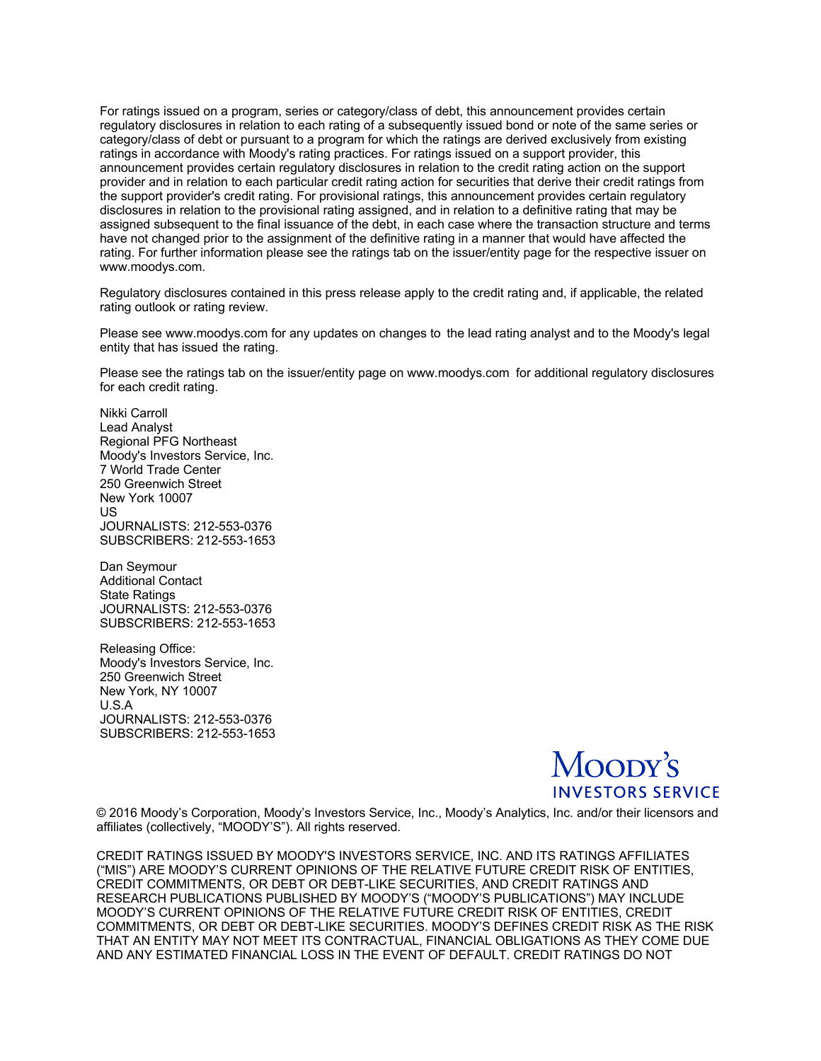For ratings issued on a program, series or category/class of debt, this announcement provides certain regulatory disclosures in relation to each rating of a subsequently issued bond or note of the same series or category/class of debt or pursuant to a program for which the ratings are derived exclusively from existing ratings in accordance with Moody's rating practices. For ratings issued on a support provider, this announcement provides certain regulatory disclosures in relation to the credit rating action on the support provider and in relation to each particular credit rating action for securities that derive their credit ratings from the support provider's credit rating. For provisional ratings, this announcement provides certain regulatory disclosures in relation to the provisional rating assigned, and in relation to a definitive rating that may be assigned subsequent to the final issuance of the debt, in each case where the transaction structure and terms have not changed prior to the assignment of the definitive rating in a manner that would have affected the rating. For further information please see the ratings tab on the issuer/entity page for the respective issuer on www.moodys.com.

Regulatory disclosures contained in this press release apply to the credit rating and, if applicable, the related rating outlook or rating review.

Please see www.moodys.com for any updates on changes to the lead rating analyst and to the Moody's legal entity that has issued the rating.

Please see the ratings tab on the issuer/entity page on www.moodys.com for additional regulatory disclosures for each credit rating.

Nikki Carroll
Lead Analyst
Regional PFG Northeast
Moody's Investors Service, Inc.
7 World Trade Center
250 Greenwich Street
New York 10007
US
JOURNALISTS: 212-553-0376
SUBSCRIBERS: 212-553-1653

Dan Seymour
Additional Contact
State Ratings
JOURNALISTS: 212-553-0376
SUBSCRIBERS: 212-553-1653

Releasing Office:
Moody's Investors Service, Inc.
250 Greenwich Street
New York, NY 10007
U.S.A
JOURNALISTS: 212-553-0376
SUBSCRIBERS: 212-553-1653

Moody's
INVESTORS SERVICE

© 2016 Moody's Corporation, Moody's Investors Service, Inc., Moody's Analytics, Inc. and/or their licensors and affiliates (collectively, "MOODY'S"). All rights reserved.

CREDIT RATINGS ISSUED BY MOODY'S INVESTORS SERVICE, INC. AND ITS RATINGS AFFILIATES ("MIS") ARE MOODY'S CURRENT OPINIONS OF THE RELATIVE FUTURE CREDIT RISK OF ENTITIES, CREDIT COMMITMENTS, OR DEBT OR DEBT-LIKE SECURITIES, AND CREDIT RATINGS AND RESEARCH PUBLICATIONS PUBLISHED BY MOODY'S ("MOODY'S PUBLICATIONS") MAY INCLUDE MOODY'S CURRENT OPINIONS OF THE RELATIVE FUTURE CREDIT RISK OF ENTITIES, CREDIT COMMITMENTS, OR DEBT OR DEBT-LIKE SECURITIES. MOODY'S DEFINES CREDIT RISK AS THE RISK THAT AN ENTITY MAY NOT MEET ITS CONTRACTUAL, FINANCIAL OBLIGATIONS AS THEY COME DUE AND ANY ESTIMATED FINANCIAL LOSS IN THE EVENT OF DEFAULT. CREDIT RATINGS DO NOT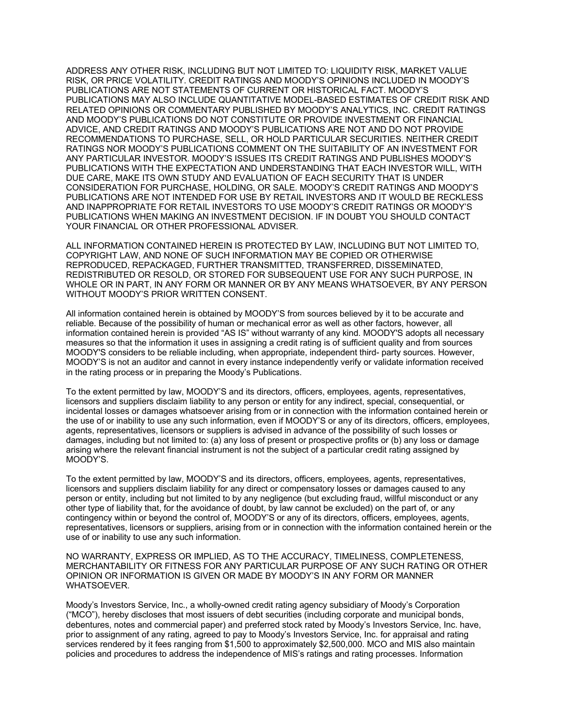ADDRESS ANY OTHER RISK, INCLUDING BUT NOT LIMITED TO: LIQUIDITY RISK, MARKET VALUE RISK, OR PRICE VOLATILITY. CREDIT RATINGS AND MOODY'S OPINIONS INCLUDED IN MOODY'S PUBLICATIONS ARE NOT STATEMENTS OF CURRENT OR HISTORICAL FACT. MOODY'S PUBLICATIONS MAY ALSO INCLUDE QUANTITATIVE MODEL-BASED ESTIMATES OF CREDIT RISK AND RELATED OPINIONS OR COMMENTARY PUBLISHED BY MOODY'S ANALYTICS, INC. CREDIT RATINGS AND MOODY'S PUBLICATIONS DO NOT CONSTITUTE OR PROVIDE INVESTMENT OR FINANCIAL ADVICE, AND CREDIT RATINGS AND MOODY'S PUBLICATIONS ARE NOT AND DO NOT PROVIDE RECOMMENDATIONS TO PURCHASE, SELL, OR HOLD PARTICULAR SECURITIES. NEITHER CREDIT RATINGS NOR MOODY'S PUBLICATIONS COMMENT ON THE SUITABILITY OF AN INVESTMENT FOR ANY PARTICULAR INVESTOR. MOODY'S ISSUES ITS CREDIT RATINGS AND PUBLISHES MOODY'S PUBLICATIONS WITH THE EXPECTATION AND UNDERSTANDING THAT EACH INVESTOR WILL, WITH DUE CARE, MAKE ITS OWN STUDY AND EVALUATION OF EACH SECURITY THAT IS UNDER CONSIDERATION FOR PURCHASE, HOLDING, OR SALE. MOODY'S CREDIT RATINGS AND MOODY'S PUBLICATIONS ARE NOT INTENDED FOR USE BY RETAIL INVESTORS AND IT WOULD BE RECKLESS AND INAPPROPRIATE FOR RETAIL INVESTORS TO USE MOODY'S CREDIT RATINGS OR MOODY'S PUBLICATIONS WHEN MAKING AN INVESTMENT DECISION. IF IN DOUBT YOU SHOULD CONTACT YOUR FINANCIAL OR OTHER PROFESSIONAL ADVISER.

ALL INFORMATION CONTAINED HEREIN IS PROTECTED BY LAW, INCLUDING BUT NOT LIMITED TO, COPYRIGHT LAW, AND NONE OF SUCH INFORMATION MAY BE COPIED OR OTHERWISE REPRODUCED, REPACKAGED, FURTHER TRANSMITTED, TRANSFERRED, DISSEMINATED, REDISTRIBUTED OR RESOLD, OR STORED FOR SUBSEQUENT USE FOR ANY SUCH PURPOSE, IN WHOLE OR IN PART, IN ANY FORM OR MANNER OR BY ANY MEANS WHATSOEVER, BY ANY PERSON WITHOUT MOODY'S PRIOR WRITTEN CONSENT.

All information contained herein is obtained by MOODY'S from sources believed by it to be accurate and reliable. Because of the possibility of human or mechanical error as well as other factors, however, all information contained herein is provided "AS IS" without warranty of any kind. MOODY'S adopts all necessary measures so that the information it uses in assigning a credit rating is of sufficient quality and from sources MOODY'S considers to be reliable including, when appropriate, independent third- party sources. However, MOODY'S is not an auditor and cannot in every instance independently verify or validate information received in the rating process or in preparing the Moody's Publications.

To the extent permitted by law, MOODY'S and its directors, officers, employees, agents, representatives, licensors and suppliers disclaim liability to any person or entity for any indirect, special, consequential, or incidental losses or damages whatsoever arising from or in connection with the information contained herein or the use of or inability to use any such information, even if MOODY'S or any of its directors, officers, employees, agents, representatives, licensors or suppliers is advised in advance of the possibility of such losses or damages, including but not limited to: (a) any loss of present or prospective profits or (b) any loss or damage arising where the relevant financial instrument is not the subject of a particular credit rating assigned by MOODY'S.

To the extent permitted by law, MOODY'S and its directors, officers, employees, agents, representatives, licensors and suppliers disclaim liability for any direct or compensatory losses or damages caused to any person or entity, including but not limited to by any negligence (but excluding fraud, willful misconduct or any other type of liability that, for the avoidance of doubt, by law cannot be excluded) on the part of, or any contingency within or beyond the control of, MOODY'S or any of its directors, officers, employees, agents, representatives, licensors or suppliers, arising from or in connection with the information contained herein or the use of or inability to use any such information.

NO WARRANTY, EXPRESS OR IMPLIED, AS TO THE ACCURACY, TIMELINESS, COMPLETENESS, MERCHANTABILITY OR FITNESS FOR ANY PARTICULAR PURPOSE OF ANY SUCH RATING OR OTHER OPINION OR INFORMATION IS GIVEN OR MADE BY MOODY'S IN ANY FORM OR MANNER WHATSOEVER.

Moody's Investors Service, Inc., a wholly-owned credit rating agency subsidiary of Moody's Corporation ("MCO"), hereby discloses that most issuers of debt securities (including corporate and municipal bonds, debentures, notes and commercial paper) and preferred stock rated by Moody's Investors Service, Inc. have, prior to assignment of any rating, agreed to pay to Moody's Investors Service, Inc. for appraisal and rating services rendered by it fees ranging from $1,500 to approximately $2,500,000. MCO and MIS also maintain policies and procedures to address the independence of MIS's ratings and rating processes. Information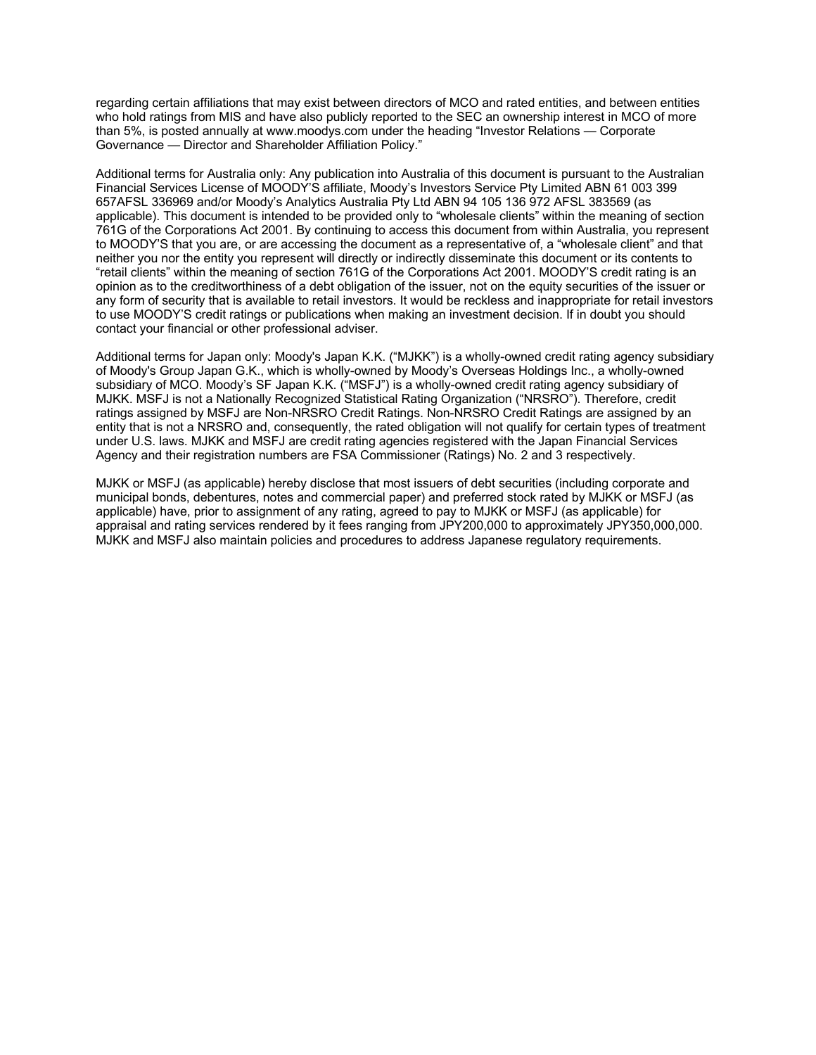regarding certain affiliations that may exist between directors of MCO and rated entities, and between entities who hold ratings from MIS and have also publicly reported to the SEC an ownership interest in MCO of more than 5%, is posted annually at www.moodys.com under the heading "Investor Relations — Corporate Governance — Director and Shareholder Affiliation Policy."

Additional terms for Australia only: Any publication into Australia of this document is pursuant to the Australian Financial Services License of MOODY'S affiliate, Moody's Investors Service Pty Limited ABN 61 003 399 657AFSL 336969 and/or Moody's Analytics Australia Pty Ltd ABN 94 105 136 972 AFSL 383569 (as applicable). This document is intended to be provided only to "wholesale clients" within the meaning of section 761G of the Corporations Act 2001. By continuing to access this document from within Australia, you represent to MOODY'S that you are, or are accessing the document as a representative of, a "wholesale client" and that neither you nor the entity you represent will directly or indirectly disseminate this document or its contents to "retail clients" within the meaning of section 761G of the Corporations Act 2001. MOODY'S credit rating is an opinion as to the creditworthiness of a debt obligation of the issuer, not on the equity securities of the issuer or any form of security that is available to retail investors. It would be reckless and inappropriate for retail investors to use MOODY'S credit ratings or publications when making an investment decision. If in doubt you should contact your financial or other professional adviser.

Additional terms for Japan only: Moody's Japan K.K. ("MJKK") is a wholly-owned credit rating agency subsidiary of Moody's Group Japan G.K., which is wholly-owned by Moody's Overseas Holdings Inc., a wholly-owned subsidiary of MCO. Moody's SF Japan K.K. ("MSFJ") is a wholly-owned credit rating agency subsidiary of MJKK. MSFJ is not a Nationally Recognized Statistical Rating Organization ("NRSRO"). Therefore, credit ratings assigned by MSFJ are Non-NRSRO Credit Ratings. Non-NRSRO Credit Ratings are assigned by an entity that is not a NRSRO and, consequently, the rated obligation will not qualify for certain types of treatment under U.S. laws. MJKK and MSFJ are credit rating agencies registered with the Japan Financial Services Agency and their registration numbers are FSA Commissioner (Ratings) No. 2 and 3 respectively.

MJKK or MSFJ (as applicable) hereby disclose that most issuers of debt securities (including corporate and municipal bonds, debentures, notes and commercial paper) and preferred stock rated by MJKK or MSFJ (as applicable) have, prior to assignment of any rating, agreed to pay to MJKK or MSFJ (as applicable) for appraisal and rating services rendered by it fees ranging from JPY200,000 to approximately JPY350,000,000. MJKK and MSFJ also maintain policies and procedures to address Japanese regulatory requirements.